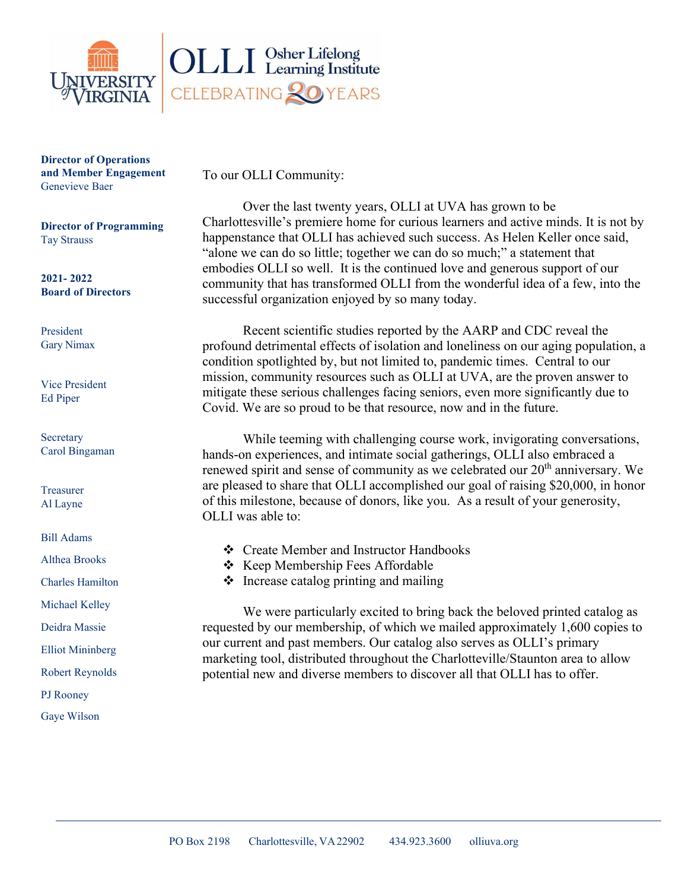University of Virginia | OLLI Osher Lifelong Learning Institute | CELEBRATING 20 YEARS

**Director of Operations and Member Engagement**
Genevieve Baer

**Director of Programming**
Tay Strauss

**2021- 2022 Board of Directors**

President
Gary Nimax

Vice President
Ed Piper

Secretary
Carol Bingaman

Treasurer
Al Layne

Bill Adams

Althea Brooks

Charles Hamilton

Michael Kelley

Deidra Massie

Elliot Mininberg

Robert Reynolds

PJ Rooney

Gaye Wilson

To our OLLI Community:

Over the last twenty years, OLLI at UVA has grown to be Charlottesville's premiere home for curious learners and active minds. It is not by happenstance that OLLI has achieved such success. As Helen Keller once said, "alone we can do so little; together we can do so much;" a statement that embodies OLLI so well. It is the continued love and generous support of our community that has transformed OLLI from the wonderful idea of a few, into the successful organization enjoyed by so many today.

Recent scientific studies reported by the AARP and CDC reveal the profound detrimental effects of isolation and loneliness on our aging population, a condition spotlighted by, but not limited to, pandemic times. Central to our mission, community resources such as OLLI at UVA, are the proven answer to mitigate these serious challenges facing seniors, even more significantly due to Covid. We are so proud to be that resource, now and in the future.

While teeming with challenging course work, invigorating conversations, hands-on experiences, and intimate social gatherings, OLLI also embraced a renewed spirit and sense of community as we celebrated our 20th anniversary. We are pleased to share that OLLI accomplished our goal of raising $20,000, in honor of this milestone, because of donors, like you. As a result of your generosity, OLLI was able to:

- Create Member and Instructor Handbooks
- Keep Membership Fees Affordable
- Increase catalog printing and mailing

We were particularly excited to bring back the beloved printed catalog as requested by our membership, of which we mailed approximately 1,600 copies to our current and past members. Our catalog also serves as OLLI's primary marketing tool, distributed throughout the Charlotteville/Staunton area to allow potential new and diverse members to discover all that OLLI has to offer.

PO Box 2198 Charlottesville, VA 22902 434.923.3600 olliuva.org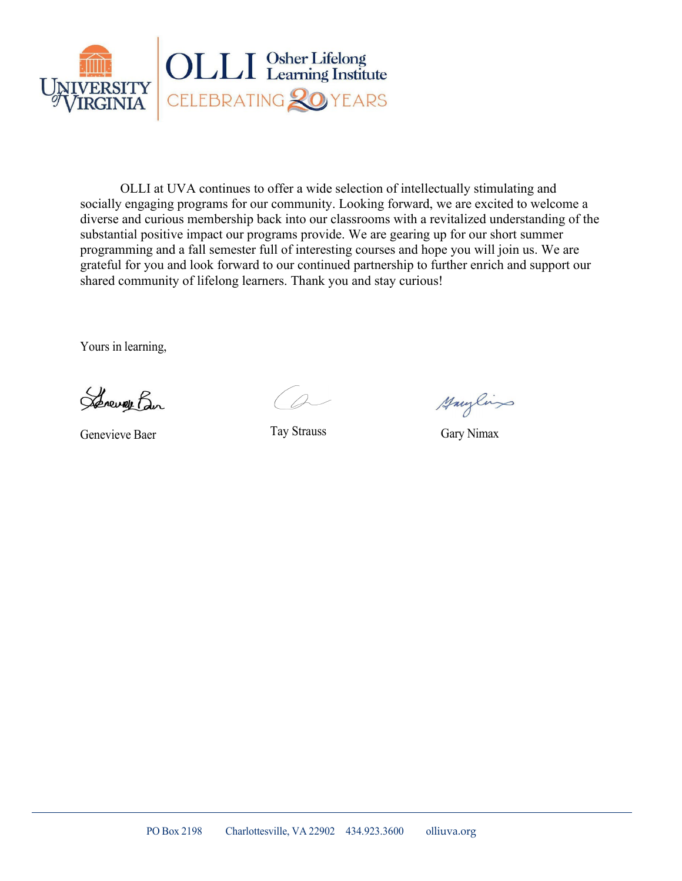OLLI at UVA continues to offer a wide selection of intellectually stimulating and socially engaging programs for our community. Looking forward, we are excited to welcome a diverse and curious membership back into our classrooms with a revitalized understanding of the substantial positive impact our programs provide. We are gearing up for our short summer programming and a fall semester full of interesting courses and hope you will join us. We are grateful for you and look forward to our continued partnership to further enrich and support our shared community of lifelong learners. Thank you and stay curious!

Yours in learning,

Genevieve Baer

Tay Strauss

Gary Nimax

PO Box 2198 Charlottesville, VA 22902 434.923.3600 olliuva.org